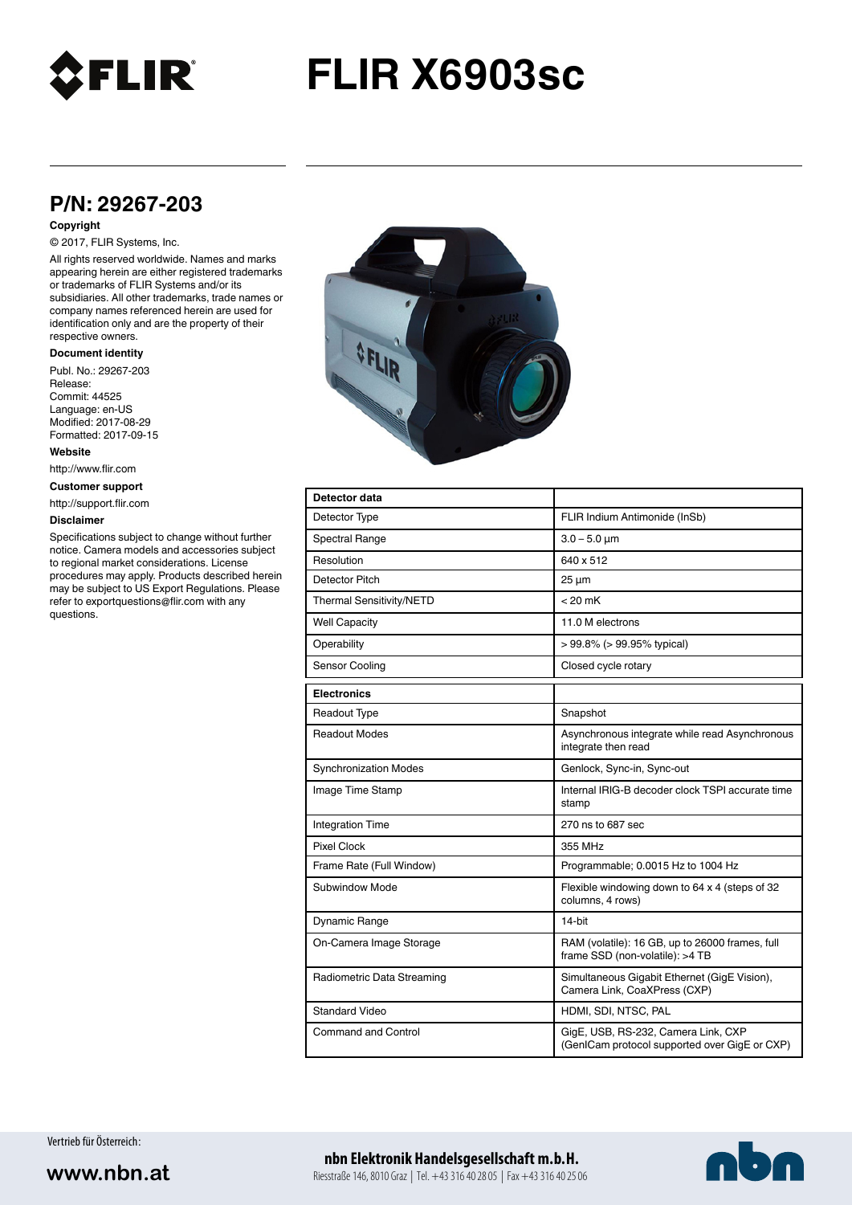# FLIR X6903sc

## P/N: 29267-203

**Copyright**

© 2017, FLIR Systems, Inc.

All rights reserved worldwide. Names and marks appearing herein are either registered trademarks or trademarks of FLIR Systems and/or its subsidiaries. All other trademarks, trade names or company names referenced herein are used for identification only and are the property of their respective owners.

**Document identity**

Publ. No.: 29267-203
Release:
Commit: 44525
Language: en-US
Modified: 2017-08-29
Formatted: 2017-09-15

**Website**

http://www.flir.com

**Customer support**

http://support.flir.com

**Disclaimer**

Specifications subject to change without further notice. Camera models and accessories subject to regional market considerations. License procedures may apply. Products described herein may be subject to US Export Regulations. Please refer to exportquestions@flir.com with any questions.

| Detector data | |
|---|---|
| Detector Type | FLIR Indium Antimonide (InSb) |
| Spectral Range | 3.0 – 5.0 µm |
| Resolution | 640 x 512 |
| Detector Pitch | 25 µm |
| Thermal Sensitivity/NETD | < 20 mK |
| Well Capacity | 11.0 M electrons |
| Operability | > 99.8% (> 99.95% typical) |
| Sensor Cooling | Closed cycle rotary |

| Electronics | |
|---|---|
| Readout Type | Snapshot |
| Readout Modes | Asynchronous integrate while read Asynchronous integrate then read |
| Synchronization Modes | Genlock, Sync-in, Sync-out |
| Image Time Stamp | Internal IRIG-B decoder clock TSPI accurate time stamp |
| Integration Time | 270 ns to 687 sec |
| Pixel Clock | 355 MHz |
| Frame Rate (Full Window) | Programmable; 0.0015 Hz to 1004 Hz |
| Subwindow Mode | Flexible windowing down to 64 x 4 (steps of 32 columns, 4 rows) |
| Dynamic Range | 14-bit |
| On-Camera Image Storage | RAM (volatile): 16 GB, up to 26000 frames, full frame SSD (non-volatile): >4 TB |
| Radiometric Data Streaming | Simultaneous Gigabit Ethernet (GigE Vision), Camera Link, CoaXPress (CXP) |
| Standard Video | HDMI, SDI, NTSC, PAL |
| Command and Control | GigE, USB, RS-232, Camera Link, CXP (GenICam protocol supported over GigE or CXP) |

Vertrieb für Österreich:

www.nbn.at

**nbn Elektronik Handelsgesellschaft m.b.H.**
Riesstraße 146, 8010 Graz | Tel. +43 316 40 28 05 | Fax +43 316 40 25 06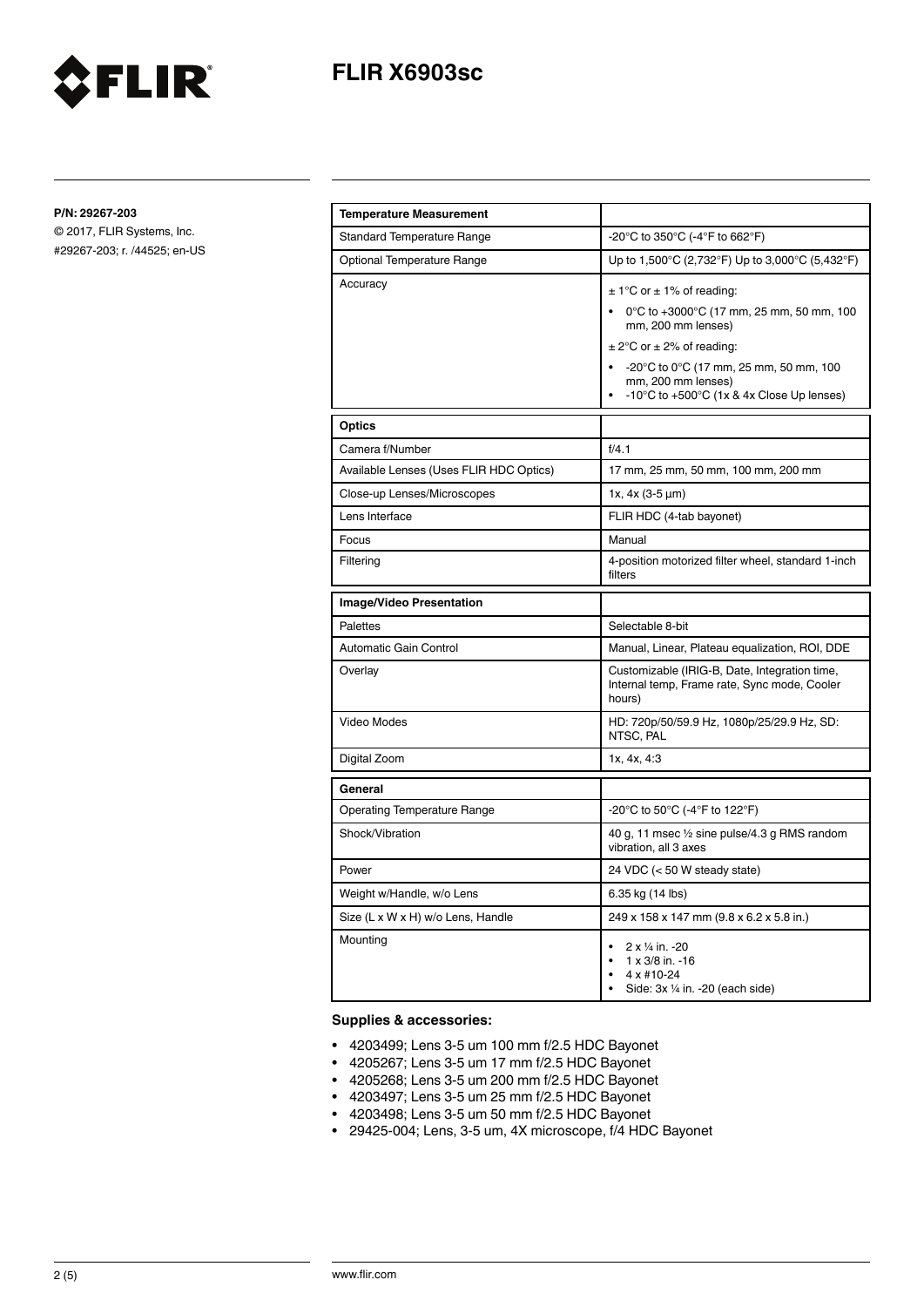# FLIR X6903sc

**P/N: 29267-203**

© 2017, FLIR Systems, Inc.
#29267-203; r. /44525; en-US

| **Temperature Measurement** | |
|---|---|
| Standard Temperature Range | -20°C to 350°C (-4°F to 662°F) |
| Optional Temperature Range | Up to 1,500°C (2,732°F) Up to 3,000°C (5,432°F) |
| Accuracy | ± 1°C or ± 1% of reading:<br>• 0°C to +3000°C (17 mm, 25 mm, 50 mm, 100 mm, 200 mm lenses)<br>± 2°C or ± 2% of reading:<br>• -20°C to 0°C (17 mm, 25 mm, 50 mm, 100 mm, 200 mm lenses)<br>• -10°C to +500°C (1x & 4x Close Up lenses) |

| **Optics** | |
|---|---|
| Camera f/Number | f/4.1 |
| Available Lenses (Uses FLIR HDC Optics) | 17 mm, 25 mm, 50 mm, 100 mm, 200 mm |
| Close-up Lenses/Microscopes | 1x, 4x (3-5 µm) |
| Lens Interface | FLIR HDC (4-tab bayonet) |
| Focus | Manual |
| Filtering | 4-position motorized filter wheel, standard 1-inch filters |

| **Image/Video Presentation** | |
|---|---|
| Palettes | Selectable 8-bit |
| Automatic Gain Control | Manual, Linear, Plateau equalization, ROI, DDE |
| Overlay | Customizable (IRIG-B, Date, Integration time, Internal temp, Frame rate, Sync mode, Cooler hours) |
| Video Modes | HD: 720p/50/59.9 Hz, 1080p/25/29.9 Hz, SD: NTSC, PAL |
| Digital Zoom | 1x, 4x, 4:3 |

| **General** | |
|---|---|
| Operating Temperature Range | -20°C to 50°C (-4°F to 122°F) |
| Shock/Vibration | 40 g, 11 msec ½ sine pulse/4.3 g RMS random vibration, all 3 axes |
| Power | 24 VDC (< 50 W steady state) |
| Weight w/Handle, w/o Lens | 6.35 kg (14 lbs) |
| Size (L x W x H) w/o Lens, Handle | 249 x 158 x 147 mm (9.8 x 6.2 x 5.8 in.) |
| Mounting | • 2 x ¼ in. -20<br>• 1 x 3/8 in. -16<br>• 4 x #10-24<br>• Side: 3x ¼ in. -20 (each side) |

**Supplies & accessories:**

- 4203499; Lens 3-5 um 100 mm f/2.5 HDC Bayonet
- 4205267; Lens 3-5 um 17 mm f/2.5 HDC Bayonet
- 4205268; Lens 3-5 um 200 mm f/2.5 HDC Bayonet
- 4203497; Lens 3-5 um 25 mm f/2.5 HDC Bayonet
- 4203498; Lens 3-5 um 50 mm f/2.5 HDC Bayonet
- 29425-004; Lens, 3-5 um, 4X microscope, f/4 HDC Bayonet

www.flir.com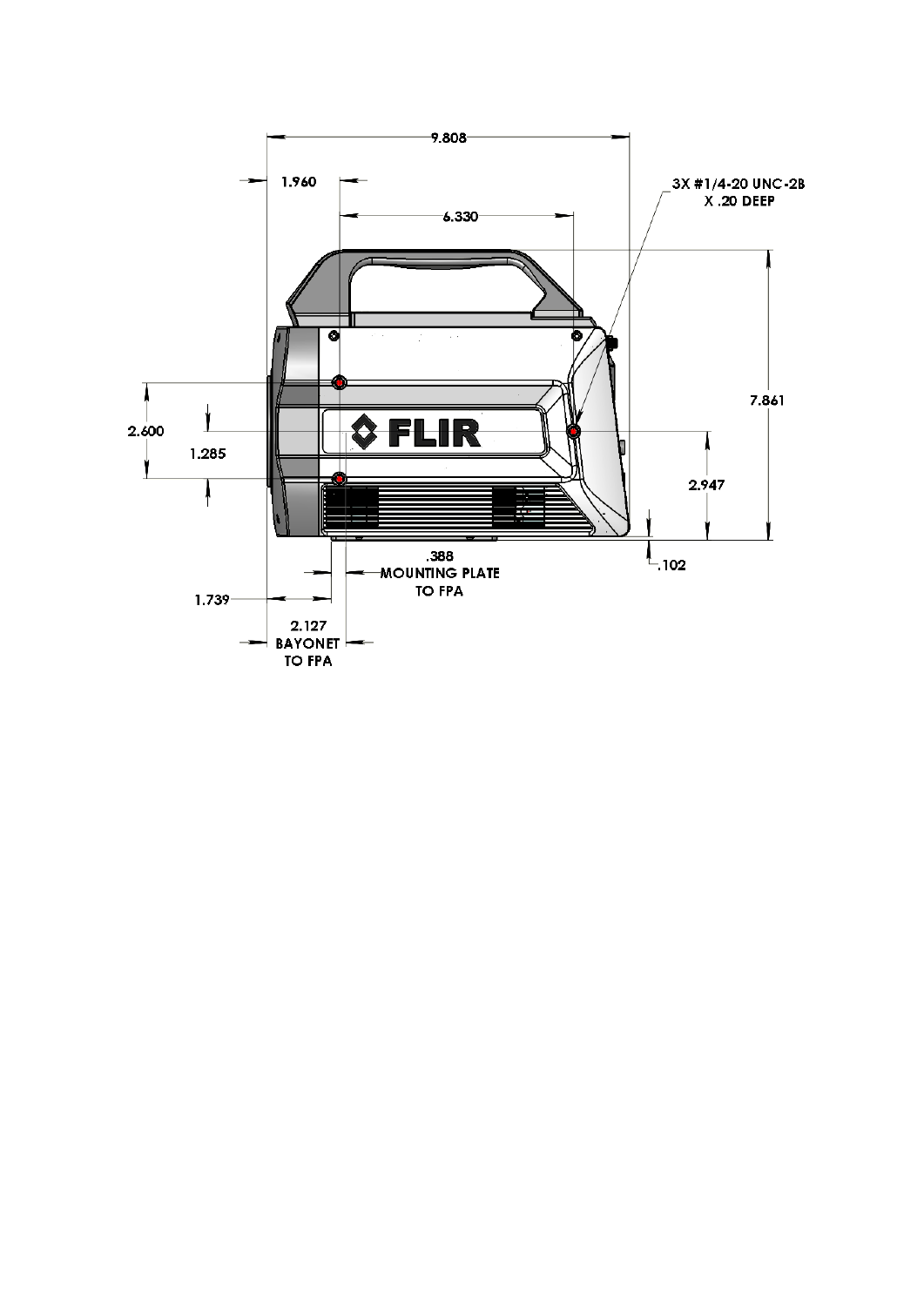9.808

1.960

6.330

3X #1/4-20 UNC-2B X .20 DEEP

7.861

2.600

1.285

FLIR

2.947

.102

.388 MOUNTING PLATE TO FPA

1.739

2.127 BAYONET TO FPA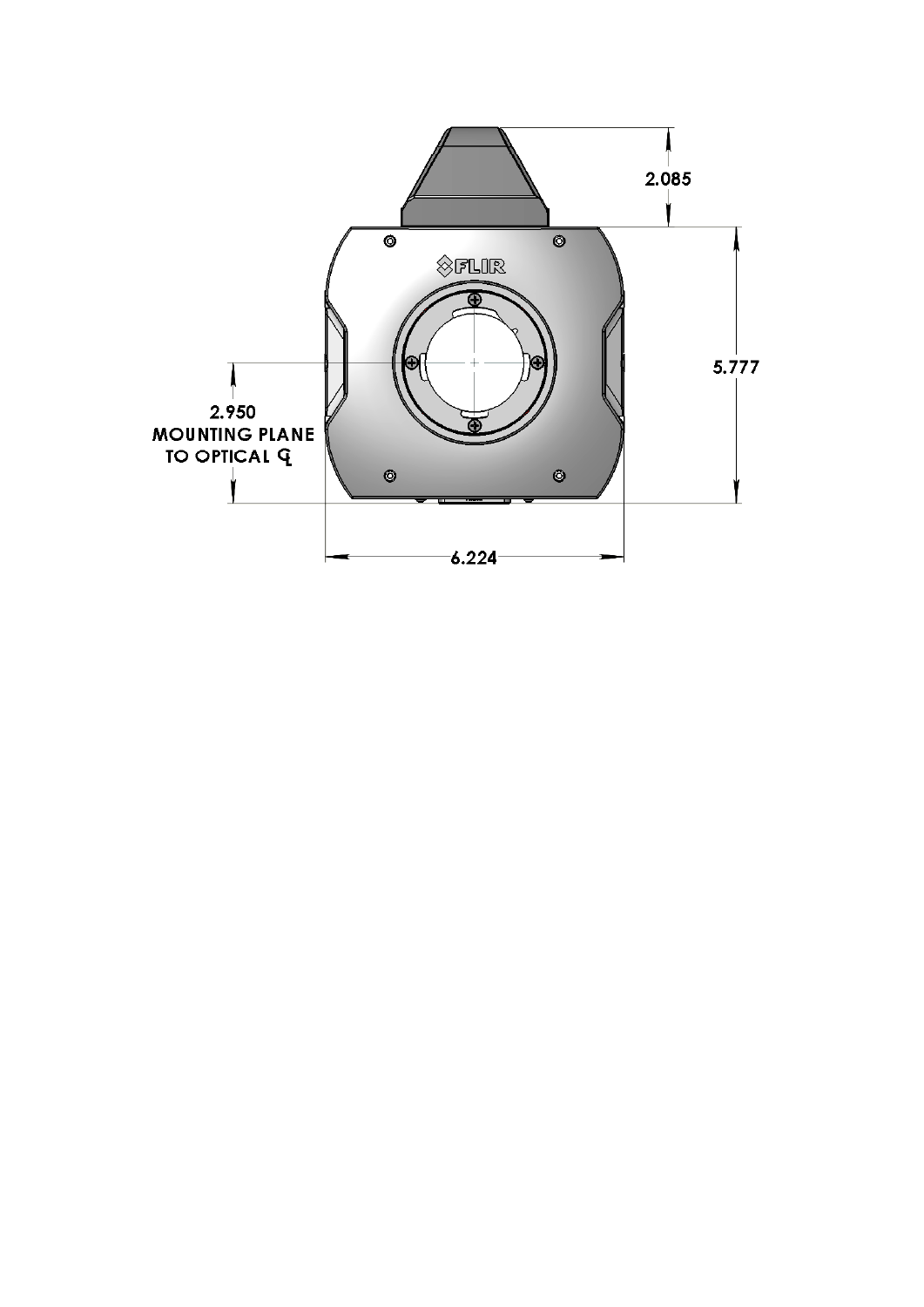2.085

5.777

2.950
MOUNTING PLANE
TO OPTICAL ℄

6.224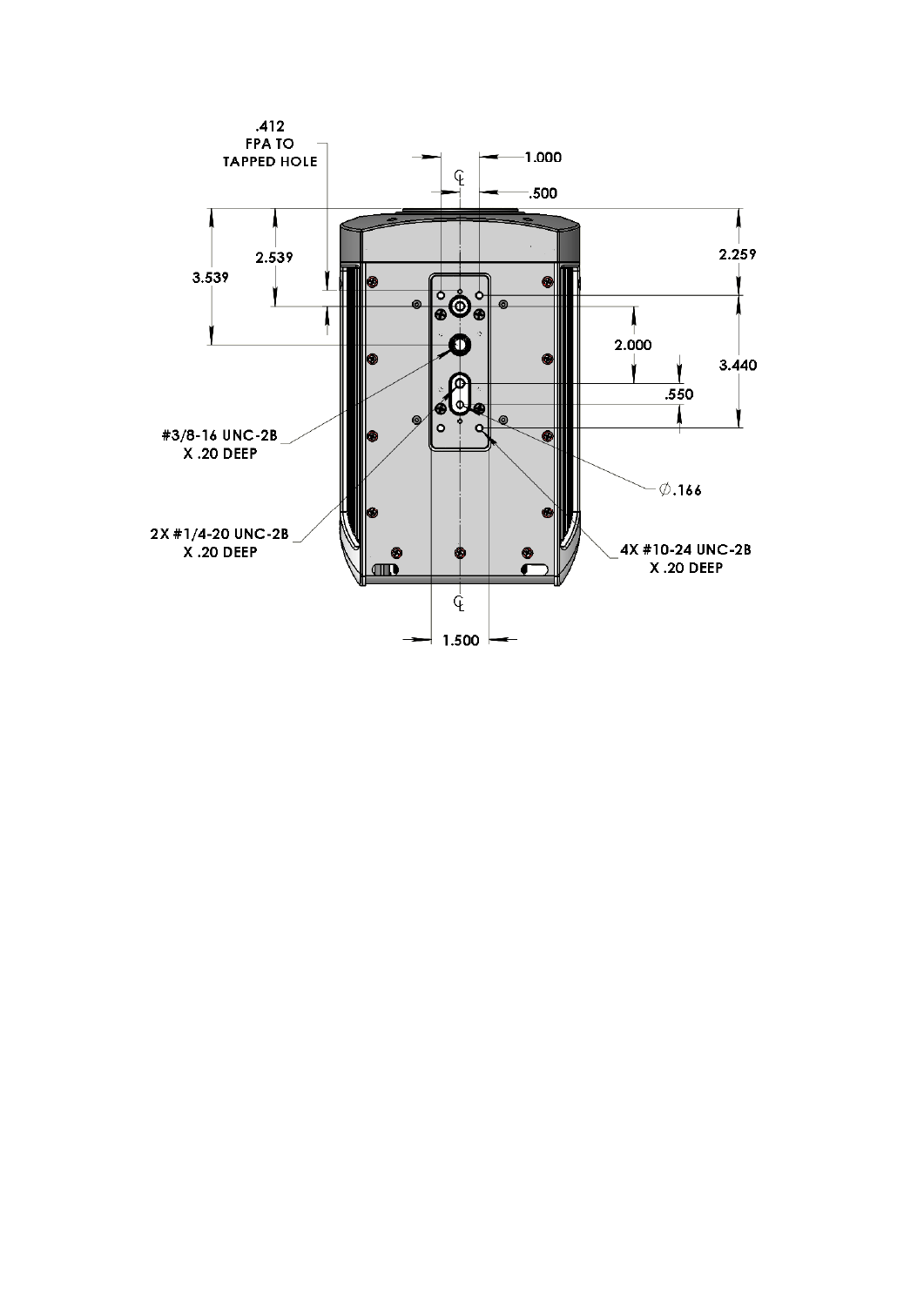.412
FPA TO
TAPPED HOLE

1.000

.500

3.539

2.539

2.259

2.000

3.440

.550

#3/8-16 UNC-2B
X .20 DEEP

∅.166

2X #1/4-20 UNC-2B
X .20 DEEP

4X #10-24 UNC-2B
X .20 DEEP

1.500